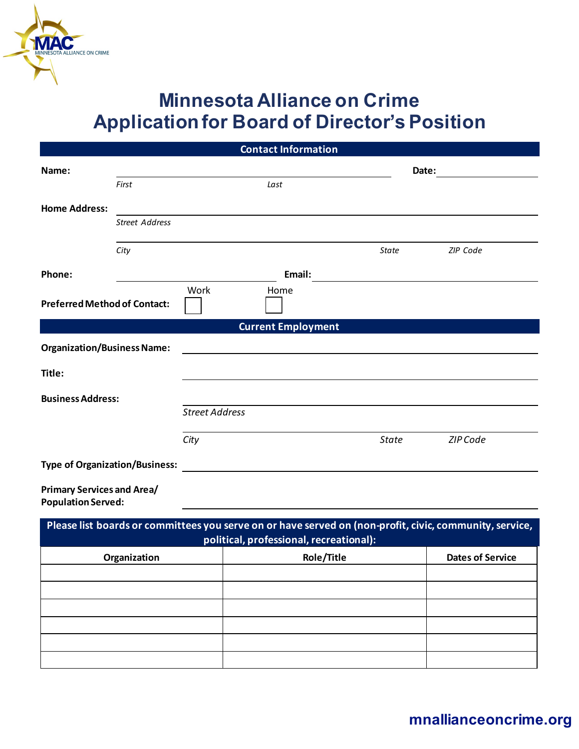# Minnesota Alliance on Crime
# Application for Board of Director's Position

## Contact Information

**Name:** ______________________________ **Date:** ______________

*First* *Last*

**Home Address:** ________________________________________________

*Street Address*

________________________________________________

*City* *State* *ZIP Code*

**Phone:** ______________________ **Email:** ______________________

**Preferred Method of Contact:** Work ☐ Home ☐

## Current Employment

**Organization/Business Name:** ________________________________________________

**Title:** ________________________________________________

**Business Address:** ________________________________________________

*Street Address*

________________________________________________

*City* *State* *ZIP Code*

**Type of Organization/Business:** ________________________________________________

**Primary Services and Area/ Population Served:** ________________________________________________

## Please list boards or committees you serve on or have served on (non-profit, civic, community, service, political, professional, recreational):

| Organization | Role/Title | Dates of Service |
|---|---|---|
| | | |
| | | |
| | | |
| | | |
| | | |
| | | |

mnallianceoncrime.org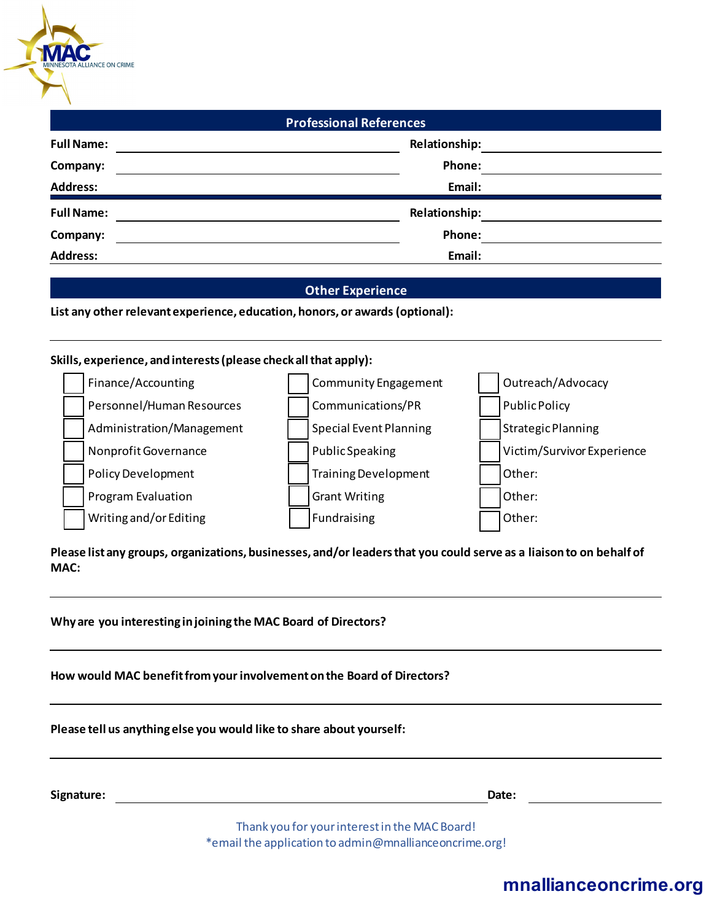MAC
MINNESOTA ALLIANCE ON CRIME

## Professional References

**Full Name:** ______________________ **Relationship:** ______________________

**Company:** ______________________ **Phone:** ______________________

**Address:** ______________________ **Email:** ______________________

**Full Name:** ______________________ **Relationship:** ______________________

**Company:** ______________________ **Phone:** ______________________

**Address:** ______________________ **Email:** ______________________

## Other Experience

**List any other relevant experience, education, honors, or awards (optional):**

______________________________________________

**Skills, experience, and interests (please check all that apply):**

- [ ] Finance/Accounting
- [ ] Personnel/Human Resources
- [ ] Administration/Management
- [ ] Nonprofit Governance
- [ ] Policy Development
- [ ] Program Evaluation
- [ ] Writing and/or Editing
- [ ] Community Engagement
- [ ] Communications/PR
- [ ] Special Event Planning
- [ ] Public Speaking
- [ ] Training Development
- [ ] Grant Writing
- [ ] Fundraising
- [ ] Outreach/Advocacy
- [ ] Public Policy
- [ ] Strategic Planning
- [ ] Victim/Survivor Experience
- [ ] Other:
- [ ] Other:
- [ ] Other:

**Please list any groups, organizations, businesses, and/or leaders that you could serve as a liaison to on behalf of MAC:**

______________________________________________

**Why are you interesting in joining the MAC Board of Directors?**

______________________________________________

**How would MAC benefit from your involvement on the Board of Directors?**

______________________________________________

**Please tell us anything else you would like to share about yourself:**

______________________________________________

**Signature:** ______________________ **Date:** ______________

Thank you for your interest in the MAC Board!
*email the application to admin@mnallianceoncrime.org!

**mnallianceoncrime.org**